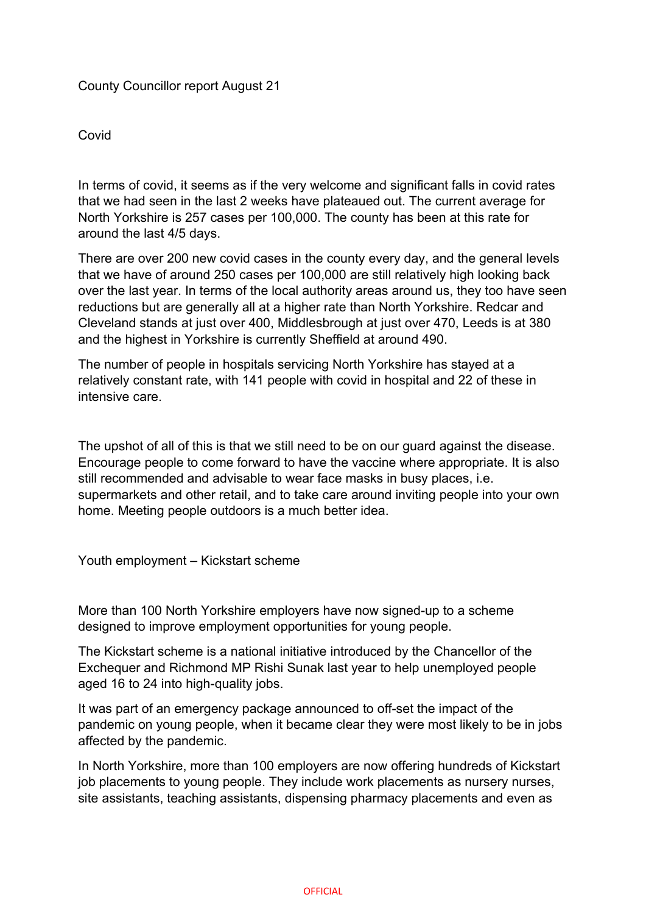# County Councillor report August 21

## Covid

In terms of covid, it seems as if the very welcome and significant falls in covid rates that we had seen in the last 2 weeks have plateaued out. The current average for North Yorkshire is 257 cases per 100,000. The county has been at this rate for around the last 4/5 days.

There are over 200 new covid cases in the county every day, and the general levels that we have of around 250 cases per 100,000 are still relatively high looking back over the last year. In terms of the local authority areas around us, they too have seen reductions but are generally all at a higher rate than North Yorkshire. Redcar and Cleveland stands at just over 400, Middlesbrough at just over 470, Leeds is at 380 and the highest in Yorkshire is currently Sheffield at around 490.

The number of people in hospitals servicing North Yorkshire has stayed at a relatively constant rate, with 141 people with covid in hospital and 22 of these in intensive care.

The upshot of all of this is that we still need to be on our guard against the disease. Encourage people to come forward to have the vaccine where appropriate. It is also still recommended and advisable to wear face masks in busy places, i.e. supermarkets and other retail, and to take care around inviting people into your own home. Meeting people outdoors is a much better idea.

## Youth employment – Kickstart scheme

More than 100 North Yorkshire employers have now signed-up to a scheme designed to improve employment opportunities for young people.

The Kickstart scheme is a national initiative introduced by the Chancellor of the Exchequer and Richmond MP Rishi Sunak last year to help unemployed people aged 16 to 24 into high-quality jobs.

It was part of an emergency package announced to off-set the impact of the pandemic on young people, when it became clear they were most likely to be in jobs affected by the pandemic.

In North Yorkshire, more than 100 employers are now offering hundreds of Kickstart job placements to young people. They include work placements as nursery nurses, site assistants, teaching assistants, dispensing pharmacy placements and even as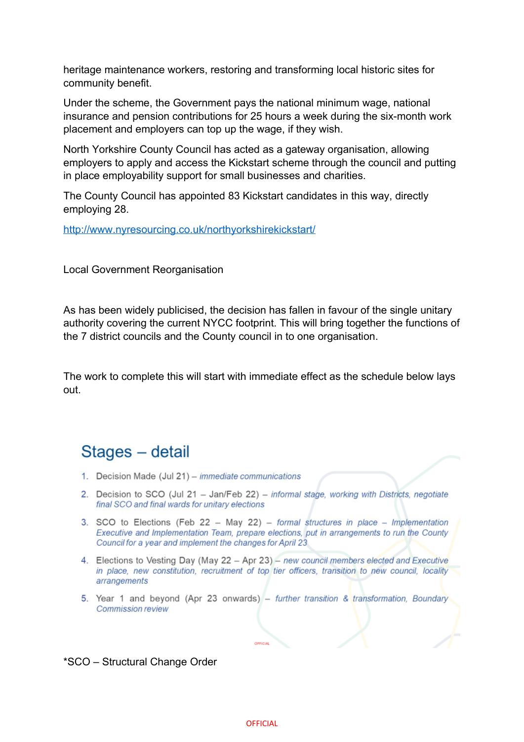heritage maintenance workers, restoring and transforming local historic sites for community benefit.

Under the scheme, the Government pays the national minimum wage, national insurance and pension contributions for 25 hours a week during the six-month work placement and employers can top up the wage, if they wish.

North Yorkshire County Council has acted as a gateway organisation, allowing employers to apply and access the Kickstart scheme through the council and putting in place employability support for small businesses and charities.

The County Council has appointed 83 Kickstart candidates in this way, directly employing 28.

[http://www.nyresourcing.co.uk/northyorkshirekickstart/](http://www.nyresourcing.co.uk/northyorkshirekickstart/)

## Local Government Reorganisation

As has been widely publicised, the decision has fallen in favour of the single unitary authority covering the current NYCC footprint. This will bring together the functions of the 7 district councils and the County council in to one organisation.

The work to complete this will start with immediate effect as the schedule below lays out.

### Stages – detail

1. Decision Made (Jul 21) – *immediate communications*
2. Decision to SCO (Jul 21 – Jan/Feb 22) – *informal stage, working with Districts, negotiate final SCO and final wards for unitary elections*
3. SCO to Elections (Feb 22 – May 22) – *formal structures in place – Implementation Executive and Implementation Team, prepare elections, put in arrangements to run the County Council for a year and implement the changes for April 23*
4. Elections to Vesting Day (May 22 – Apr 23) – *new council members elected and Executive in place, new constitution, recruitment of top tier officers, transition to new council, locality arrangements*
5. Year 1 and beyond (Apr 23 onwards) – *further transition & transformation, Boundary Commission review*

*SCO – Structural Change Order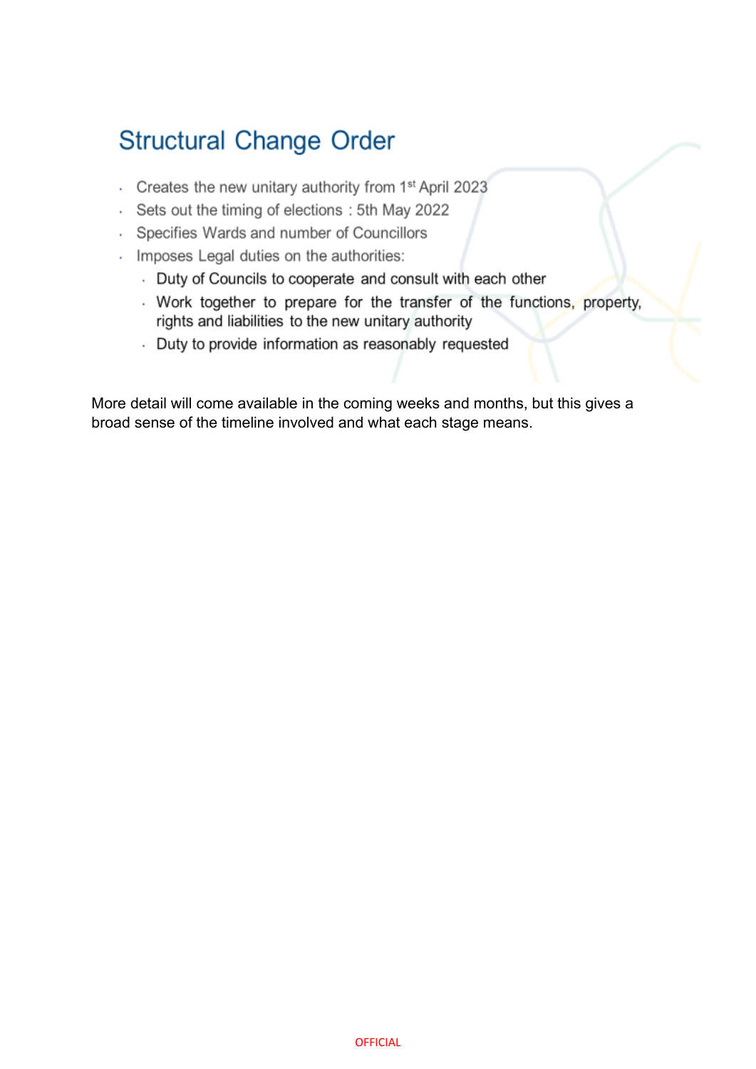## Structural Change Order

- Creates the new unitary authority from 1st April 2023
- Sets out the timing of elections : 5th May 2022
- Specifies Wards and number of Councillors
- Imposes Legal duties on the authorities:
  - Duty of Councils to cooperate and consult with each other
  - Work together to prepare for the transfer of the functions, property, rights and liabilities to the new unitary authority
  - Duty to provide information as reasonably requested

More detail will come available in the coming weeks and months, but this gives a broad sense of the timeline involved and what each stage means.